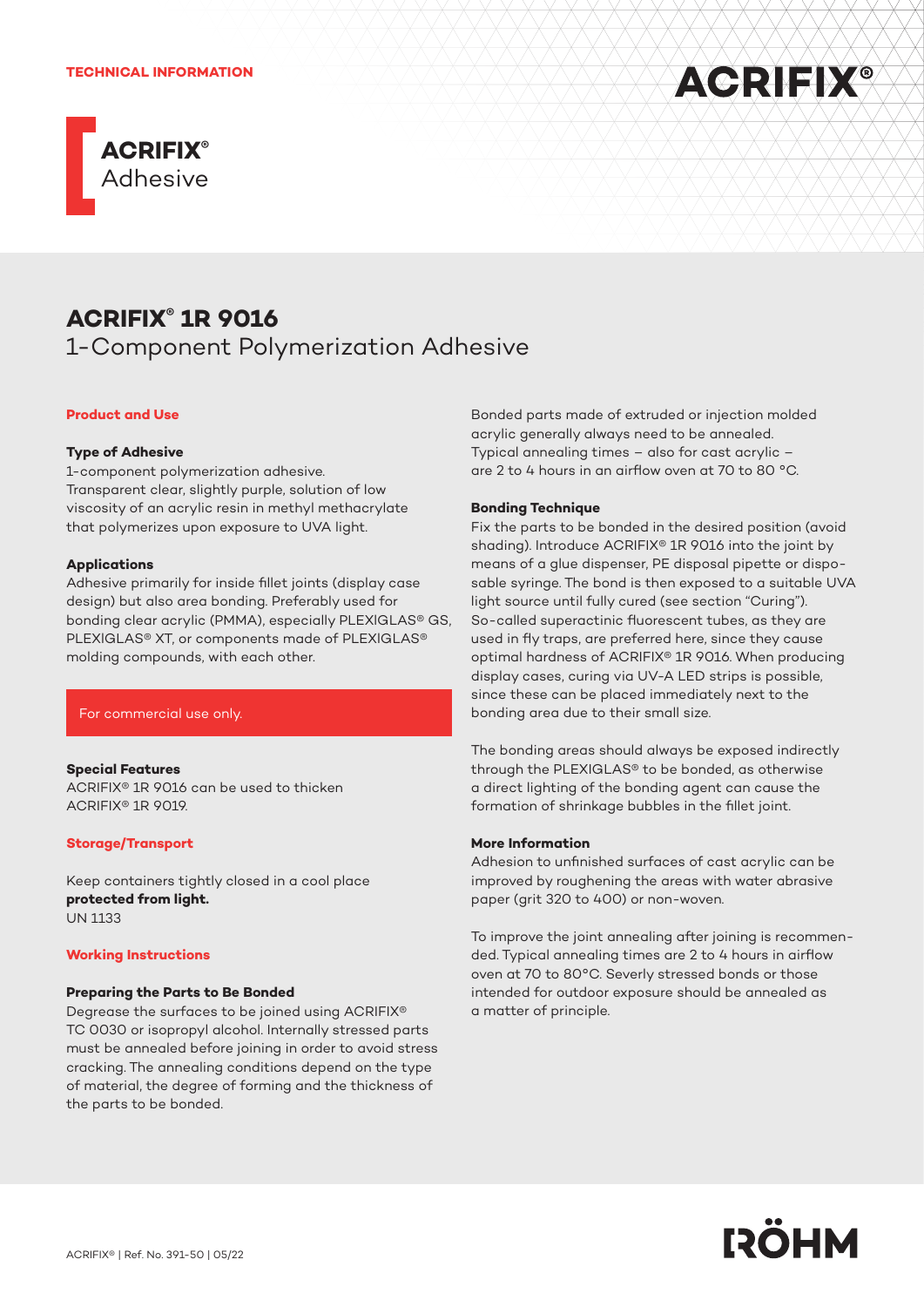TECHNICAL INFORMATION

# ACRIFIX® Adhesive

## ACRIFIX® 1R 9016
1-Component Polymerization Adhesive

### Product and Use

**Type of Adhesive**
1-component polymerization adhesive.
Transparent clear, slightly purple, solution of low viscosity of an acrylic resin in methyl methacrylate that polymerizes upon exposure to UVA light.

**Applications**
Adhesive primarily for inside fillet joints (display case design) but also area bonding. Preferably used for bonding clear acrylic (PMMA), especially PLEXIGLAS® GS, PLEXIGLAS® XT, or components made of PLEXIGLAS® molding compounds, with each other.

For commercial use only.

**Special Features**
ACRIFIX® 1R 9016 can be used to thicken ACRIFIX® 1R 9019.

### Storage/Transport

Keep containers tightly closed in a cool place **protected from light.**
UN 1133

### Working Instructions

**Preparing the Parts to Be Bonded**
Degrease the surfaces to be joined using ACRIFIX® TC 0030 or isopropyl alcohol. Internally stressed parts must be annealed before joining in order to avoid stress cracking. The annealing conditions depend on the type of material, the degree of forming and the thickness of the parts to be bonded.

Bonded parts made of extruded or injection molded acrylic generally always need to be annealed. Typical annealing times – also for cast acrylic – are 2 to 4 hours in an airflow oven at 70 to 80 °C.

**Bonding Technique**
Fix the parts to be bonded in the desired position (avoid shading). Introduce ACRIFIX® 1R 9016 into the joint by means of a glue dispenser, PE disposal pipette or disposable syringe. The bond is then exposed to a suitable UVA light source until fully cured (see section "Curing"). So-called superactinic fluorescent tubes, as they are used in fly traps, are preferred here, since they cause optimal hardness of ACRIFIX® 1R 9016. When producing display cases, curing via UV-A LED strips is possible, since these can be placed immediately next to the bonding area due to their small size.

The bonding areas should always be exposed indirectly through the PLEXIGLAS® to be bonded, as otherwise a direct lighting of the bonding agent can cause the formation of shrinkage bubbles in the fillet joint.

**More Information**
Adhesion to unfinished surfaces of cast acrylic can be improved by roughening the areas with water abrasive paper (grit 320 to 400) or non-woven.

To improve the joint annealing after joining is recommended. Typical annealing times are 2 to 4 hours in airflow oven at 70 to 80°C. Severly stressed bonds or those intended for outdoor exposure should be annealed as a matter of principle.

ACRIFIX® | Ref. No. 391-50 | 05/22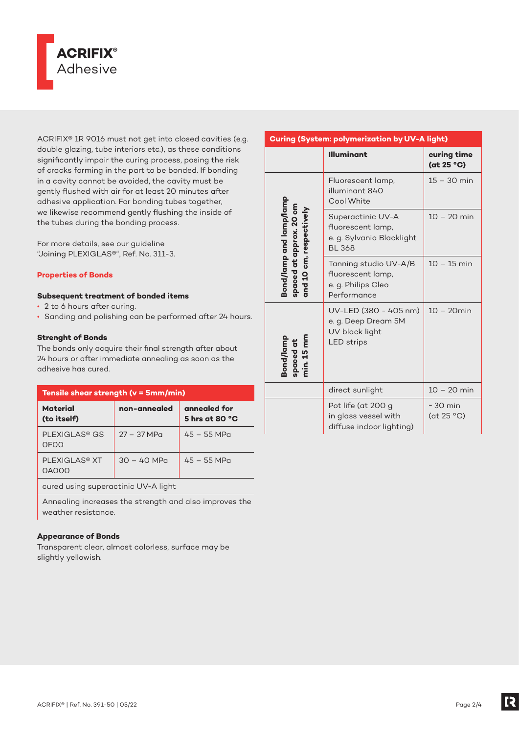ACRIFIX® 1R 9016 must not get into closed cavities (e.g. double glazing, tube interiors etc.), as these conditions significantly impair the curing process, posing the risk of cracks forming in the part to be bonded. If bonding in a cavity cannot be avoided, the cavity must be gently flushed with air for at least 20 minutes after adhesive application. For bonding tubes together, we likewise recommend gently flushing the inside of the tubes during the bonding process.

For more details, see our guideline "Joining PLEXIGLAS®", Ref. No. 311-3.

## Properties of Bonds

### Subsequent treatment of bonded items

- 2 to 6 hours after curing.
- Sanding and polishing can be performed after 24 hours.

### Strenght of Bonds

The bonds only acquire their final strength after about 24 hours or after immediate annealing as soon as the adhesive has cured.

| Tensile shear strength (v = 5mm/min) | | |
|---|---|---|
| **Material (to itself)** | **non-annealed** | **annealed for 5 hrs at 80 °C** |
| PLEXIGLAS® GS 0F00 | 27 – 37 MPa | 45 – 55 MPa |
| PLEXIGLAS® XT 0A000 | 30 – 40 MPa | 45 – 55 MPa |
| cured using superactinic UV-A light | | |
| Annealing increases the strength and also improves the weather resistance. | | |

### Appearance of Bonds

Transparent clear, almost colorless, surface may be slightly yellowish.

| Curing (System: polymerization by UV-A light) | | |
|---|---|---|
| | **Illuminant** | **curing time (at 25 °C)** |
| Bond/lamp and lamp/lamp spaced at approx. 20 cm and 10 cm, respectively | Fluorescent lamp, illuminant 840 Cool White | 15 – 30 min |
| | Superactinic UV-A fluorescent lamp, e. g. Sylvania Blacklight BL 368 | 10 – 20 min |
| | Tanning studio UV-A/B fluorescent lamp, e. g. Philips Cleo Performance | 10 – 15 min |
| Bond/lamp spaced at min. 15 mm | UV-LED (380 - 405 nm) e. g. Deep Dream 5M UV black light LED strips | 10 – 20min |
| | direct sunlight | 10 – 20 min |
| | Pot life (at 200 g in glass vessel with diffuse indoor lighting) | ~ 30 min (at 25 °C) |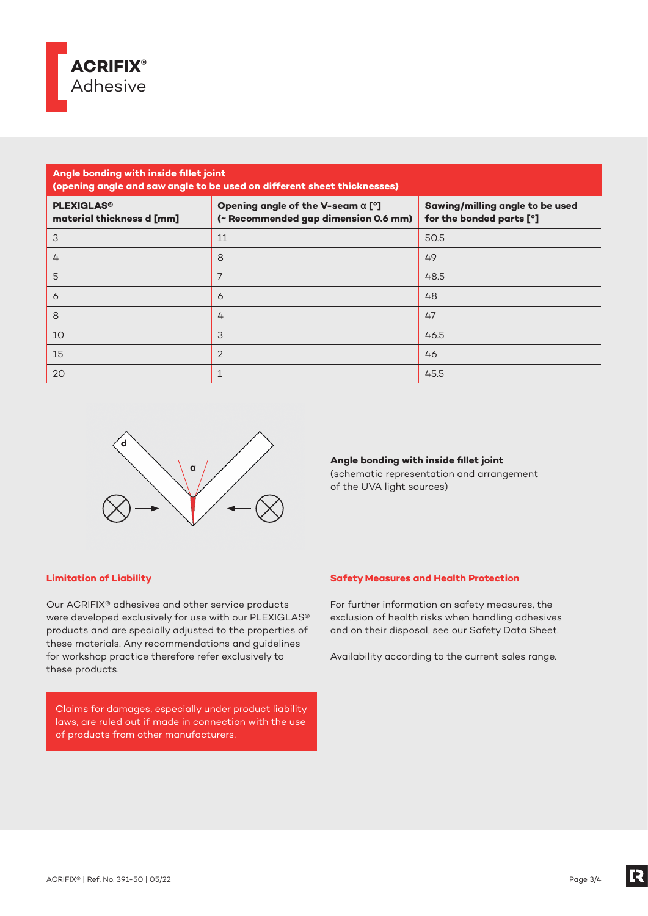**ACRIFIX®**
Adhesive

| **Angle bonding with inside fillet joint (opening angle and saw angle to be used on different sheet thicknesses)** | | |
|---|---|---|
| **PLEXIGLAS® material thickness d [mm]** | **Opening angle of the V-seam α [°] (~ Recommended gap dimension 0.6 mm)** | **Sawing/milling angle to be used for the bonded parts [°]** |
| 3 | 11 | 50.5 |
| 4 | 8 | 49 |
| 5 | 7 | 48.5 |
| 6 | 6 | 48 |
| 8 | 4 | 47 |
| 10 | 3 | 46.5 |
| 15 | 2 | 46 |
| 20 | 1 | 45.5 |

**Angle bonding with inside fillet joint**
(schematic representation and arrangement of the UVA light sources)

### Limitation of Liability

Our ACRIFIX® adhesives and other service products were developed exclusively for use with our PLEXIGLAS® products and are specially adjusted to the properties of these materials. Any recommendations and guidelines for workshop practice therefore refer exclusively to these products.

Claims for damages, especially under product liability laws, are ruled out if made in connection with the use of products from other manufacturers.

### Safety Measures and Health Protection

For further information on safety measures, the exclusion of health risks when handling adhesives and on their disposal, see our Safety Data Sheet.

Availability according to the current sales range.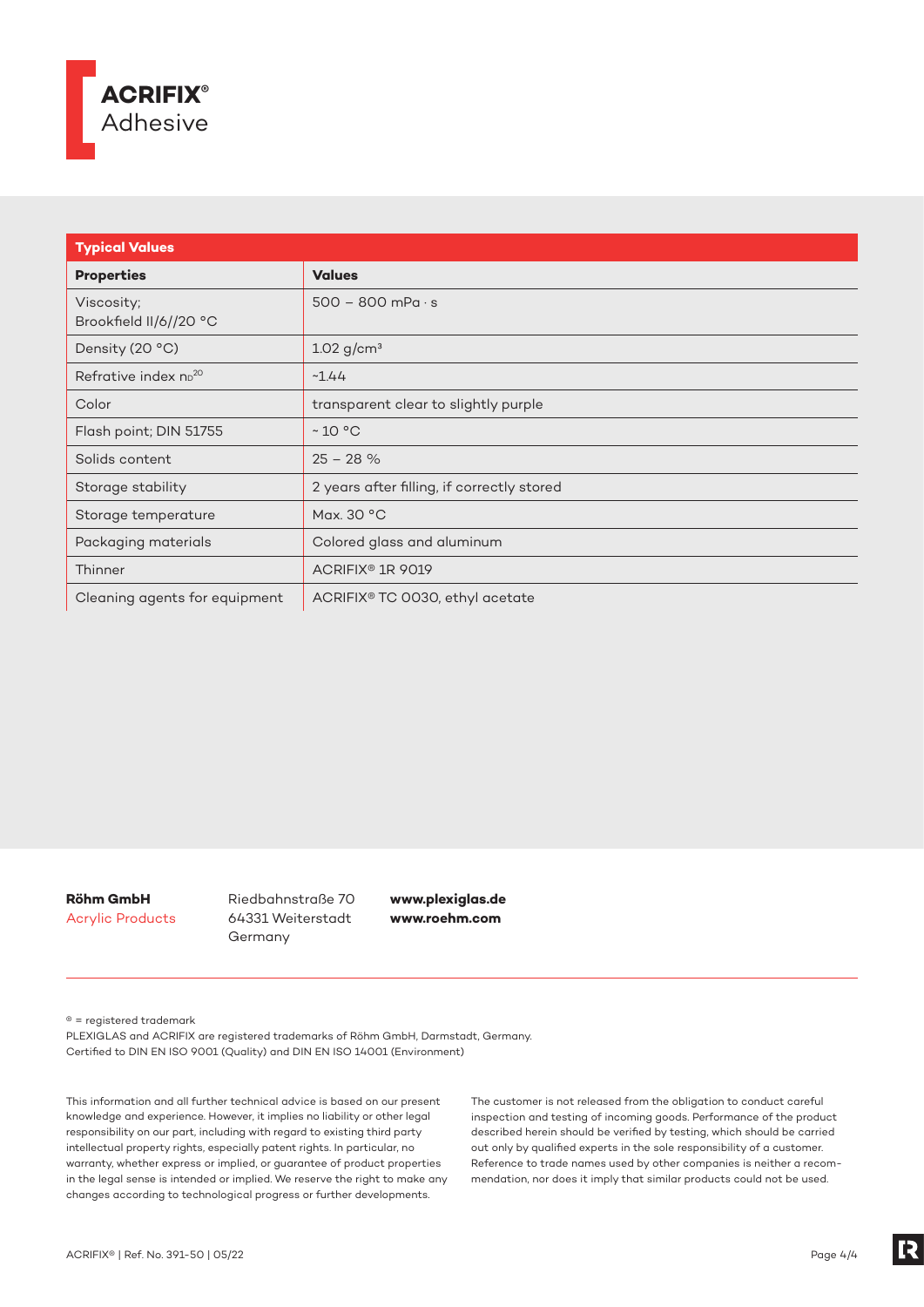**ACRIFIX®**
Adhesive

| Typical Values | |
|---|---|
| **Properties** | **Values** |
| Viscosity; Brookfield II/6//20 °C | 500 – 800 mPa · s |
| Density (20 °C) | 1.02 g/cm³ |
| Refrative index $n_D^{20}$ | ~1.44 |
| Color | transparent clear to slightly purple |
| Flash point; DIN 51755 | ~ 10 °C |
| Solids content | 25 – 28 % |
| Storage stability | 2 years after filling, if correctly stored |
| Storage temperature | Max. 30 °C |
| Packaging materials | Colored glass and aluminum |
| Thinner | ACRIFIX® 1R 9019 |
| Cleaning agents for equipment | ACRIFIX® TC 0030, ethyl acetate |

**Röhm GmbH**
Acrylic Products

Riedbahnstraße 70
64331 Weiterstadt
Germany

**www.plexiglas.de**
**www.roehm.com**

® = registered trademark
PLEXIGLAS and ACRIFIX are registered trademarks of Röhm GmbH, Darmstadt, Germany.
Certified to DIN EN ISO 9001 (Quality) and DIN EN ISO 14001 (Environment)

This information and all further technical advice is based on our present knowledge and experience. However, it implies no liability or other legal responsibility on our part, including with regard to existing third party intellectual property rights, especially patent rights. In particular, no warranty, whether express or implied, or guarantee of product properties in the legal sense is intended or implied. We reserve the right to make any changes according to technological progress or further developments.

The customer is not released from the obligation to conduct careful inspection and testing of incoming goods. Performance of the product described herein should be verified by testing, which should be carried out only by qualified experts in the sole responsibility of a customer. Reference to trade names used by other companies is neither a recommendation, nor does it imply that similar products could not be used.

ACRIFIX® | Ref. No. 391-50 | 05/22